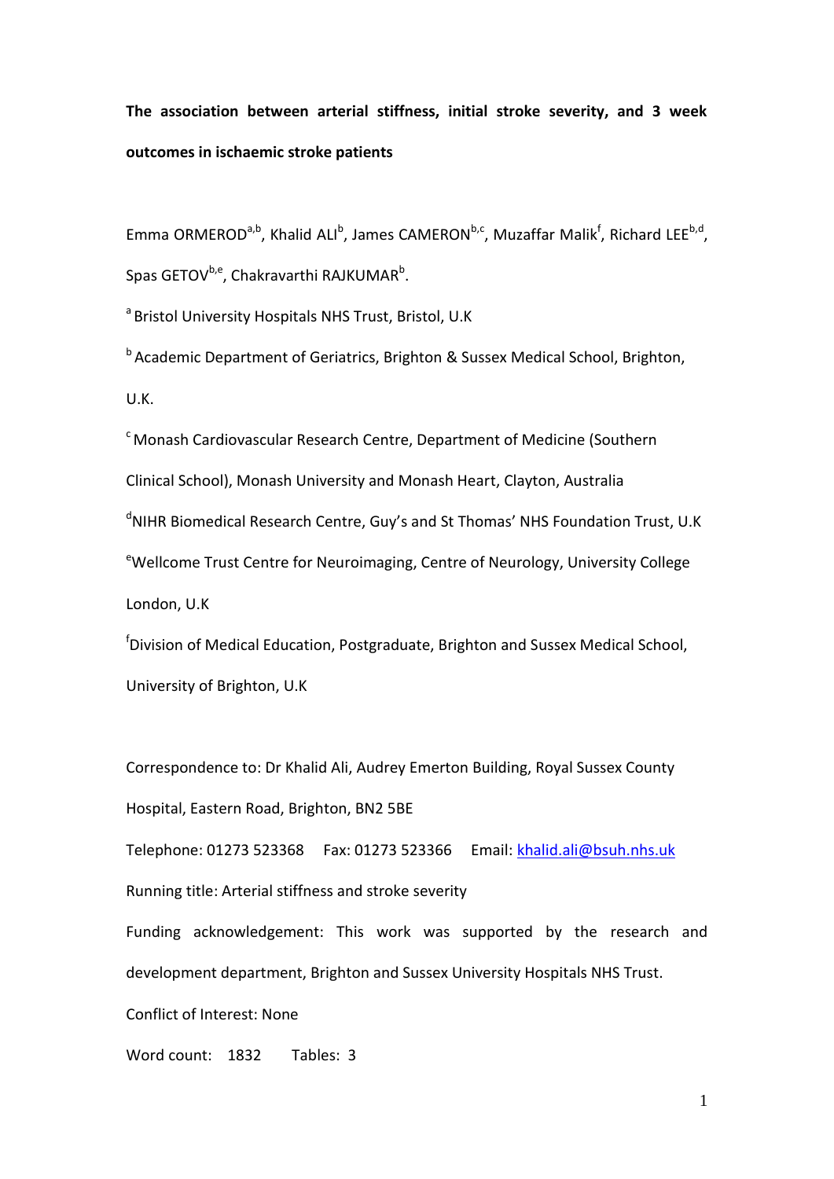**The association between arterial stiffness, initial stroke severity, and 3 week outcomes in ischaemic stroke patients**

Emma ORMEROD[a,b], Khalid ALI[b], James CAMERON[b,c], Muzaffar Malik[f], Richard LEE[b,d], Spas GETOV[b,e], Chakravarthi RAJKUMAR[b].

[a] Bristol University Hospitals NHS Trust, Bristol, U.K

[b] Academic Department of Geriatrics, Brighton & Sussex Medical School, Brighton, U.K.

[c] Monash Cardiovascular Research Centre, Department of Medicine (Southern Clinical School), Monash University and Monash Heart, Clayton, Australia

[d] NIHR Biomedical Research Centre, Guy's and St Thomas' NHS Foundation Trust, U.K

[e] Wellcome Trust Centre for Neuroimaging, Centre of Neurology, University College London, U.K

[f] Division of Medical Education, Postgraduate, Brighton and Sussex Medical School, University of Brighton, U.K

Correspondence to: Dr Khalid Ali, Audrey Emerton Building, Royal Sussex County Hospital, Eastern Road, Brighton, BN2 5BE

Telephone: 01273 523368 Fax: 01273 523366 Email: khalid.ali@bsuh.nhs.uk

Running title: Arterial stiffness and stroke severity

Funding acknowledgement: This work was supported by the research and development department, Brighton and Sussex University Hospitals NHS Trust.

Conflict of Interest: None

Word count: 1832 Tables: 3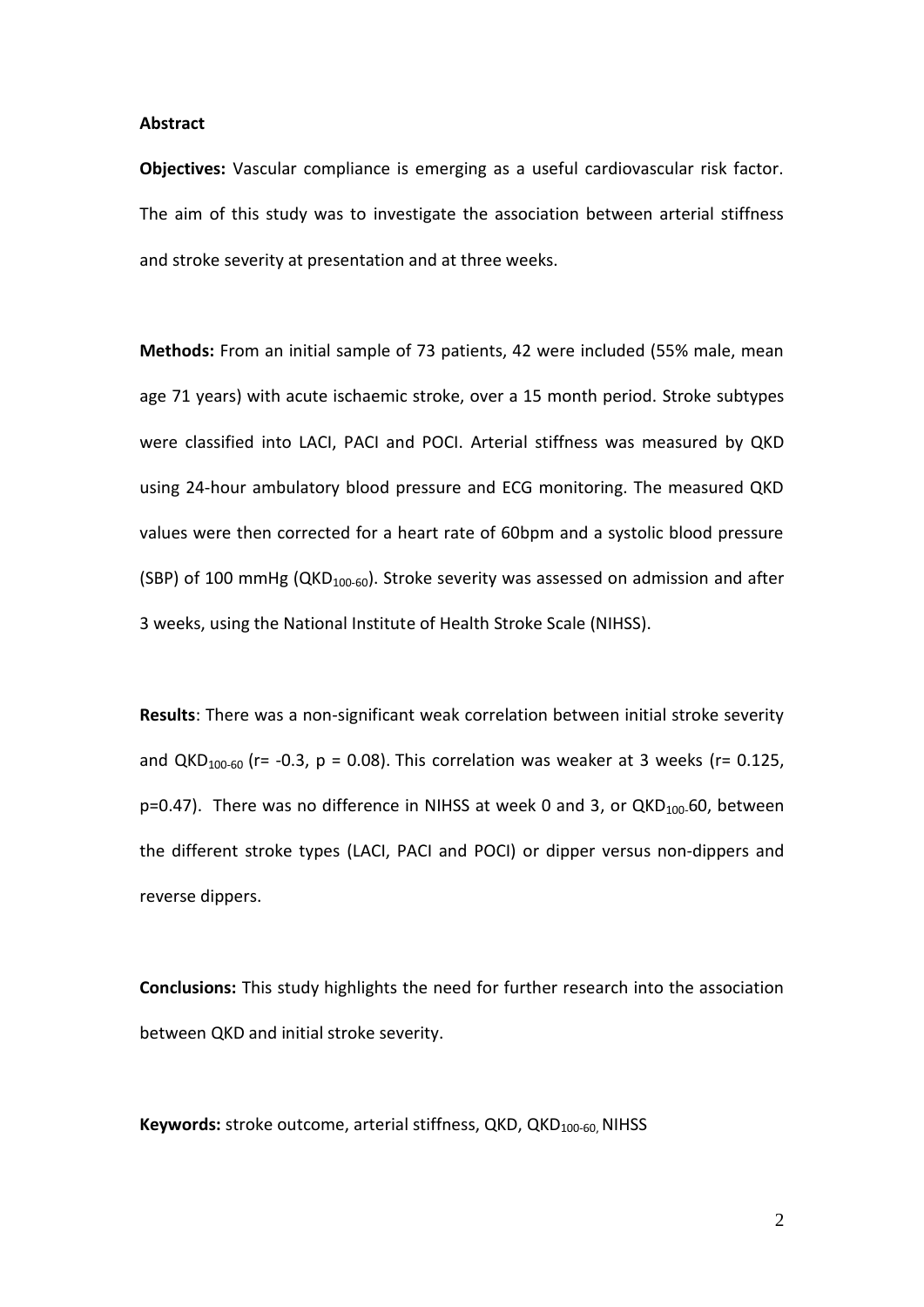**Abstract**

**Objectives:** Vascular compliance is emerging as a useful cardiovascular risk factor. The aim of this study was to investigate the association between arterial stiffness and stroke severity at presentation and at three weeks.

**Methods:** From an initial sample of 73 patients, 42 were included (55% male, mean age 71 years) with acute ischaemic stroke, over a 15 month period. Stroke subtypes were classified into LACI, PACI and POCI. Arterial stiffness was measured by QKD using 24-hour ambulatory blood pressure and ECG monitoring. The measured QKD values were then corrected for a heart rate of 60bpm and a systolic blood pressure (SBP) of 100 mmHg ($QKD_{100\text{-}60}$). Stroke severity was assessed on admission and after 3 weeks, using the National Institute of Health Stroke Scale (NIHSS).

**Results**: There was a non-significant weak correlation between initial stroke severity and $QKD_{100\text{-}60}$ ($r = -0.3$, $p = 0.08$). This correlation was weaker at 3 weeks ($r = 0.125$, $p=0.47$). There was no difference in NIHSS at week 0 and 3, or $QKD_{100}$-60, between the different stroke types (LACI, PACI and POCI) or dipper versus non-dippers and reverse dippers.

**Conclusions:** This study highlights the need for further research into the association between QKD and initial stroke severity.

**Keywords:** stroke outcome, arterial stiffness, QKD, $QKD_{100\text{-}60}$, NIHSS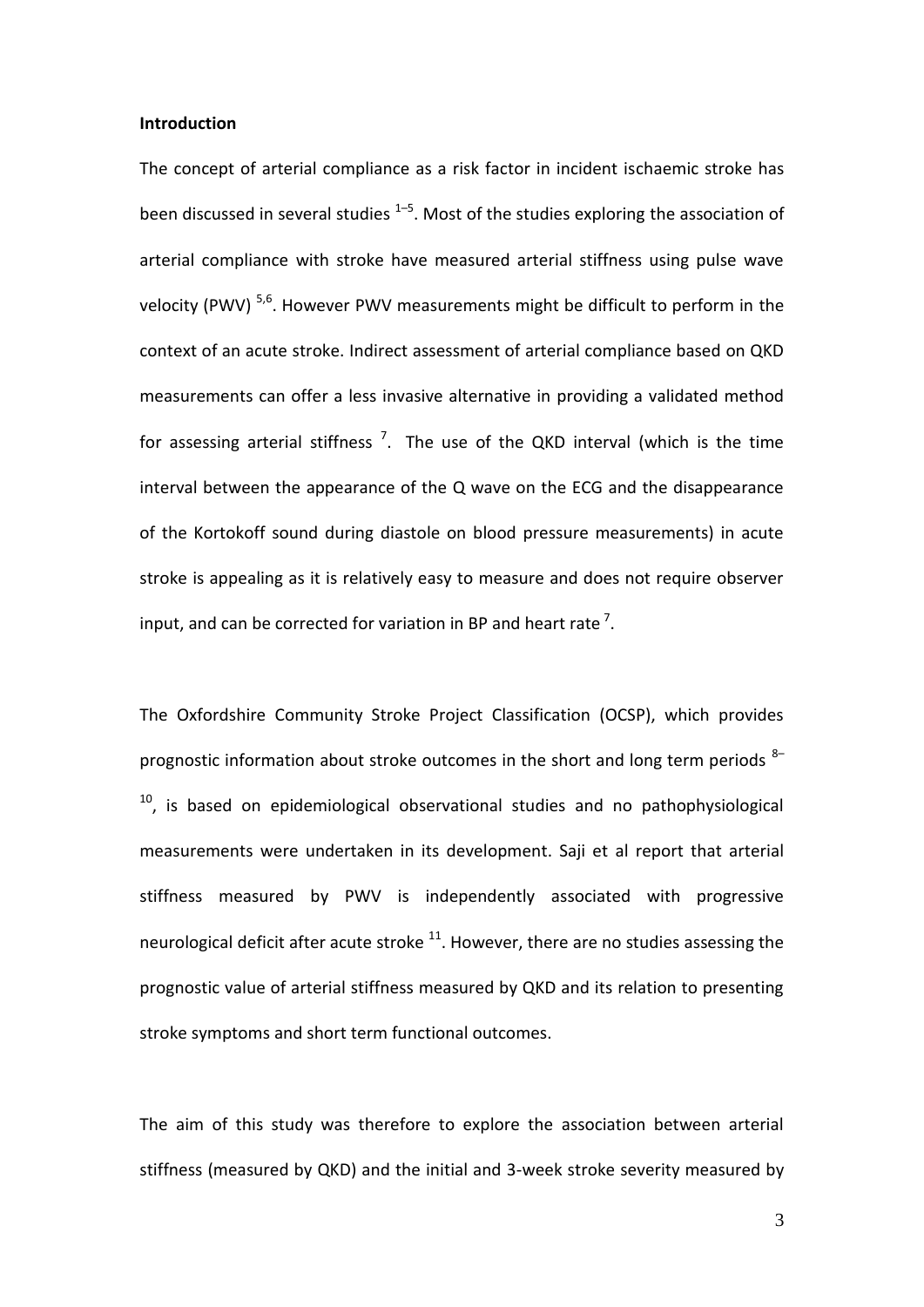**Introduction**

The concept of arterial compliance as a risk factor in incident ischaemic stroke has been discussed in several studies [1–5]. Most of the studies exploring the association of arterial compliance with stroke have measured arterial stiffness using pulse wave velocity (PWV) [5,6]. However PWV measurements might be difficult to perform in the context of an acute stroke. Indirect assessment of arterial compliance based on QKD measurements can offer a less invasive alternative in providing a validated method for assessing arterial stiffness [7]. The use of the QKD interval (which is the time interval between the appearance of the Q wave on the ECG and the disappearance of the Kortokoff sound during diastole on blood pressure measurements) in acute stroke is appealing as it is relatively easy to measure and does not require observer input, and can be corrected for variation in BP and heart rate [7].

The Oxfordshire Community Stroke Project Classification (OCSP), which provides prognostic information about stroke outcomes in the short and long term periods [8–10], is based on epidemiological observational studies and no pathophysiological measurements were undertaken in its development. Saji et al report that arterial stiffness measured by PWV is independently associated with progressive neurological deficit after acute stroke [11]. However, there are no studies assessing the prognostic value of arterial stiffness measured by QKD and its relation to presenting stroke symptoms and short term functional outcomes.

The aim of this study was therefore to explore the association between arterial stiffness (measured by QKD) and the initial and 3-week stroke severity measured by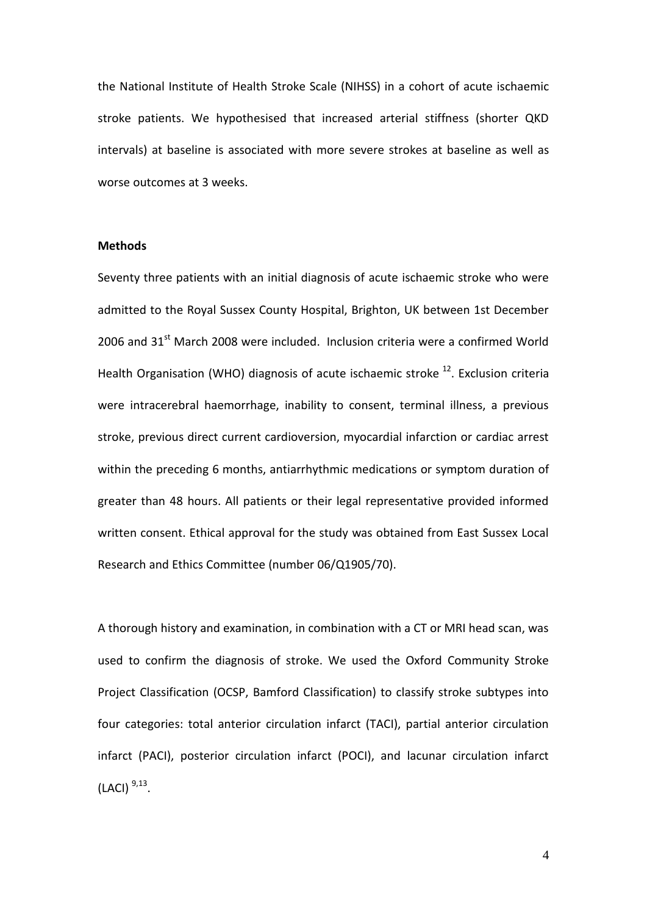the National Institute of Health Stroke Scale (NIHSS) in a cohort of acute ischaemic stroke patients. We hypothesised that increased arterial stiffness (shorter QKD intervals) at baseline is associated with more severe strokes at baseline as well as worse outcomes at 3 weeks.

**Methods**

Seventy three patients with an initial diagnosis of acute ischaemic stroke who were admitted to the Royal Sussex County Hospital, Brighton, UK between 1st December 2006 and 31st March 2008 were included. Inclusion criteria were a confirmed World Health Organisation (WHO) diagnosis of acute ischaemic stroke [12]. Exclusion criteria were intracerebral haemorrhage, inability to consent, terminal illness, a previous stroke, previous direct current cardioversion, myocardial infarction or cardiac arrest within the preceding 6 months, antiarrhythmic medications or symptom duration of greater than 48 hours. All patients or their legal representative provided informed written consent. Ethical approval for the study was obtained from East Sussex Local Research and Ethics Committee (number 06/Q1905/70).

A thorough history and examination, in combination with a CT or MRI head scan, was used to confirm the diagnosis of stroke. We used the Oxford Community Stroke Project Classification (OCSP, Bamford Classification) to classify stroke subtypes into four categories: total anterior circulation infarct (TACI), partial anterior circulation infarct (PACI), posterior circulation infarct (POCI), and lacunar circulation infarct (LACI) [9,13].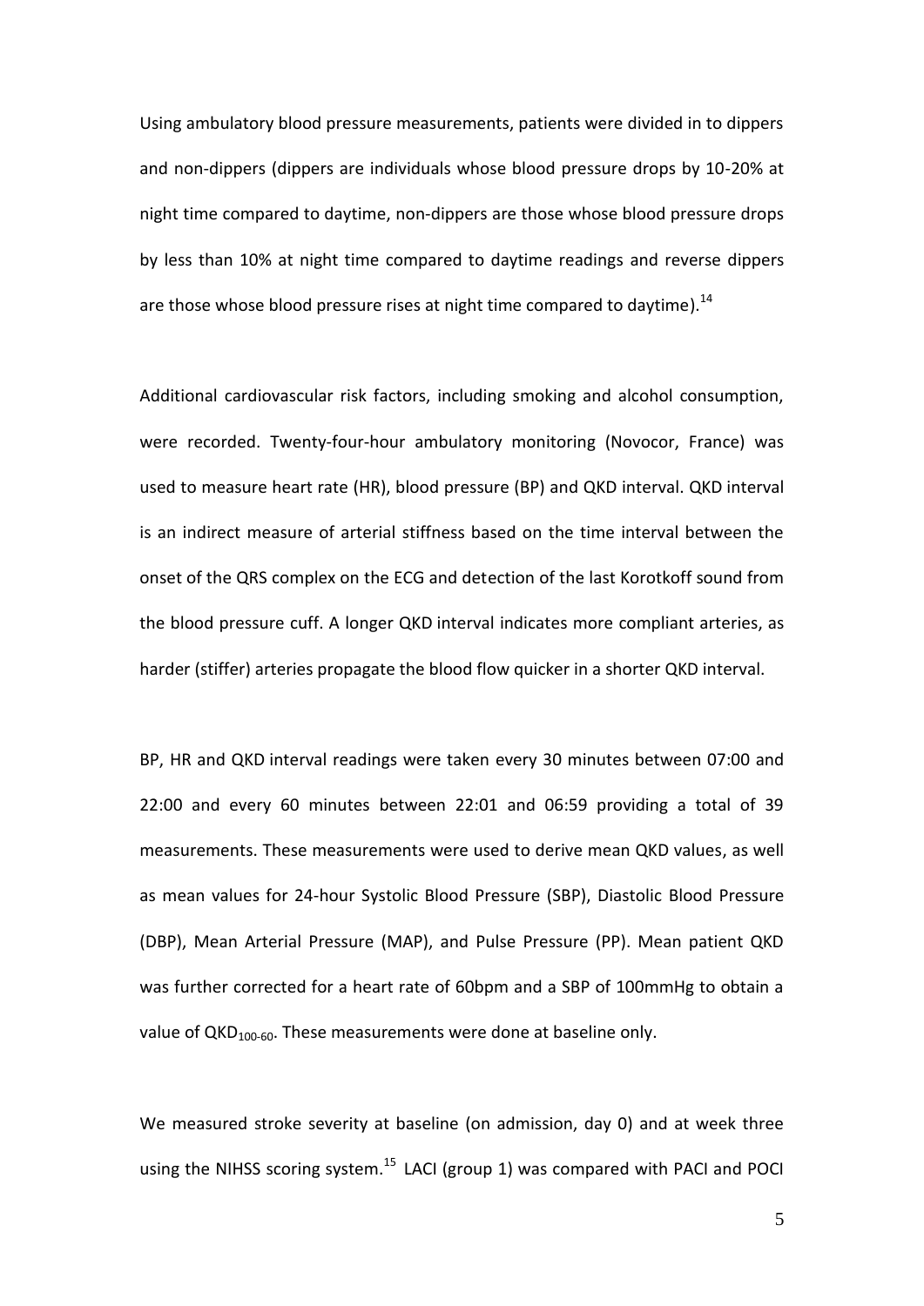Using ambulatory blood pressure measurements, patients were divided in to dippers and non-dippers (dippers are individuals whose blood pressure drops by 10-20% at night time compared to daytime, non-dippers are those whose blood pressure drops by less than 10% at night time compared to daytime readings and reverse dippers are those whose blood pressure rises at night time compared to daytime).[14]

Additional cardiovascular risk factors, including smoking and alcohol consumption, were recorded. Twenty-four-hour ambulatory monitoring (Novocor, France) was used to measure heart rate (HR), blood pressure (BP) and QKD interval. QKD interval is an indirect measure of arterial stiffness based on the time interval between the onset of the QRS complex on the ECG and detection of the last Korotkoff sound from the blood pressure cuff. A longer QKD interval indicates more compliant arteries, as harder (stiffer) arteries propagate the blood flow quicker in a shorter QKD interval.

BP, HR and QKD interval readings were taken every 30 minutes between 07:00 and 22:00 and every 60 minutes between 22:01 and 06:59 providing a total of 39 measurements. These measurements were used to derive mean QKD values, as well as mean values for 24-hour Systolic Blood Pressure (SBP), Diastolic Blood Pressure (DBP), Mean Arterial Pressure (MAP), and Pulse Pressure (PP). Mean patient QKD was further corrected for a heart rate of 60bpm and a SBP of 100mmHg to obtain a value of $QKD_{100\text{-}60}$. These measurements were done at baseline only.

We measured stroke severity at baseline (on admission, day 0) and at week three using the NIHSS scoring system.[15] LACI (group 1) was compared with PACI and POCI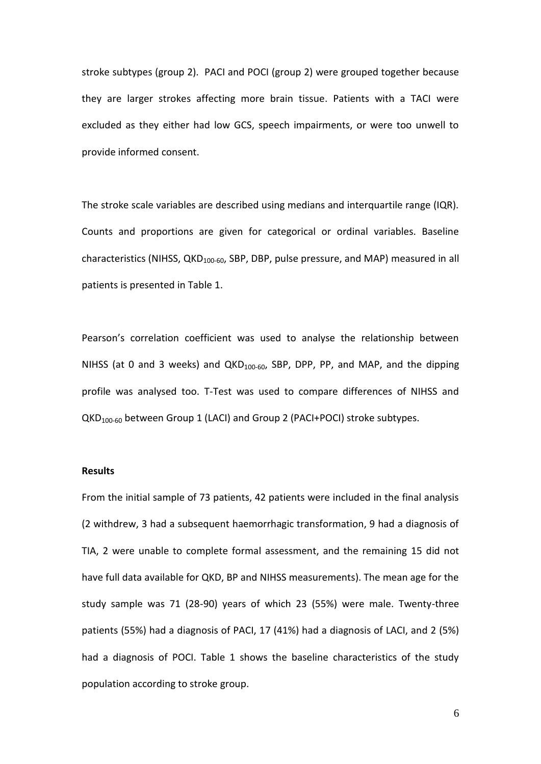stroke subtypes (group 2). PACI and POCI (group 2) were grouped together because they are larger strokes affecting more brain tissue. Patients with a TACI were excluded as they either had low GCS, speech impairments, or were too unwell to provide informed consent.

The stroke scale variables are described using medians and interquartile range (IQR). Counts and proportions are given for categorical or ordinal variables. Baseline characteristics (NIHSS, $QKD_{100-60}$, SBP, DBP, pulse pressure, and MAP) measured in all patients is presented in Table 1.

Pearson's correlation coefficient was used to analyse the relationship between NIHSS (at 0 and 3 weeks) and $QKD_{100-60}$, SBP, DPP, PP, and MAP, and the dipping profile was analysed too. T-Test was used to compare differences of NIHSS and $QKD_{100-60}$ between Group 1 (LACI) and Group 2 (PACI+POCI) stroke subtypes.

**Results**

From the initial sample of 73 patients, 42 patients were included in the final analysis (2 withdrew, 3 had a subsequent haemorrhagic transformation, 9 had a diagnosis of TIA, 2 were unable to complete formal assessment, and the remaining 15 did not have full data available for QKD, BP and NIHSS measurements). The mean age for the study sample was 71 (28-90) years of which 23 (55%) were male. Twenty-three patients (55%) had a diagnosis of PACI, 17 (41%) had a diagnosis of LACI, and 2 (5%) had a diagnosis of POCI. Table 1 shows the baseline characteristics of the study population according to stroke group.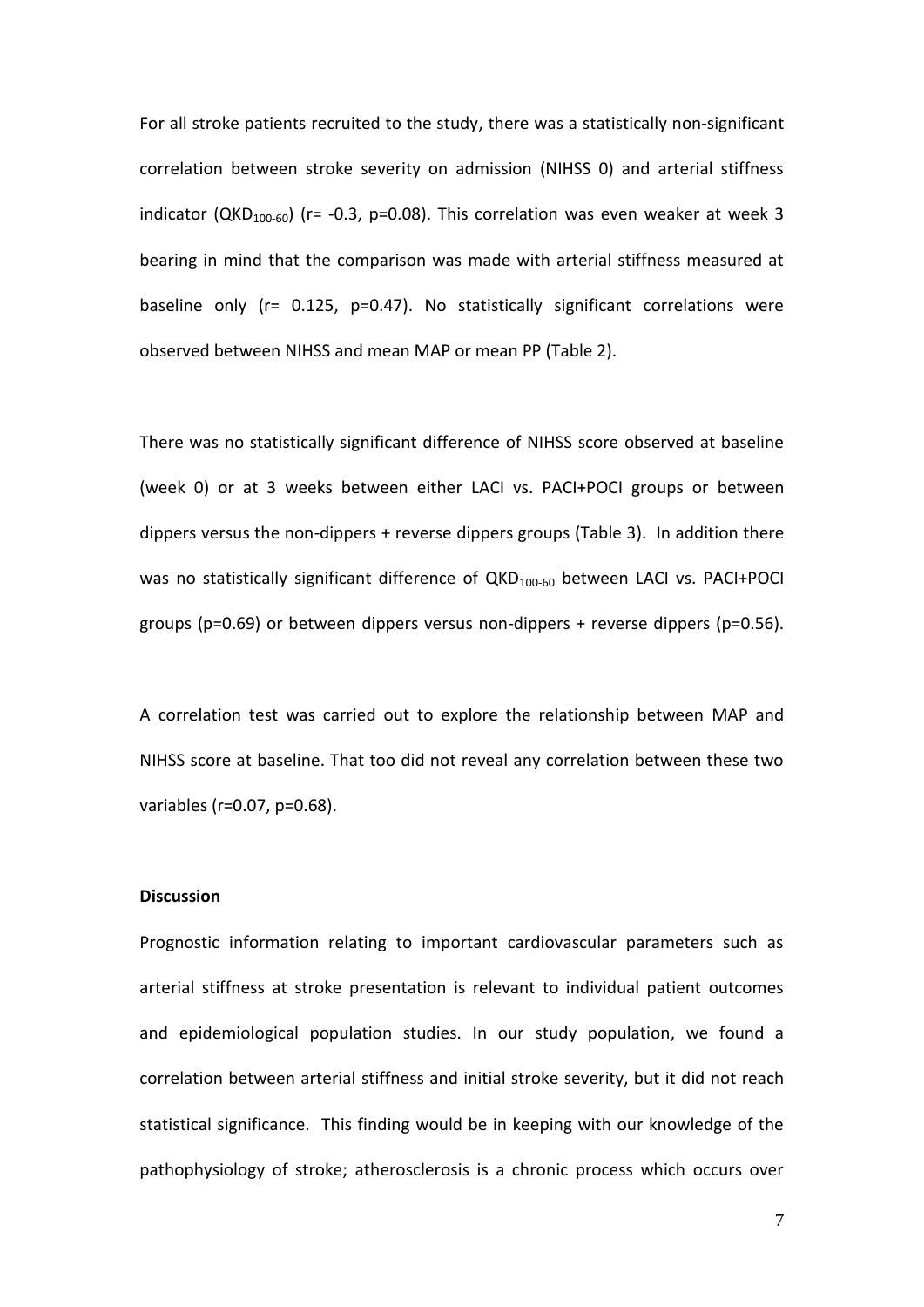For all stroke patients recruited to the study, there was a statistically non-significant correlation between stroke severity on admission (NIHSS 0) and arterial stiffness indicator ($QKD_{100\text{-}60}$) ($r= -0.3$, $p=0.08$). This correlation was even weaker at week 3 bearing in mind that the comparison was made with arterial stiffness measured at baseline only ($r= 0.125$, $p=0.47$). No statistically significant correlations were observed between NIHSS and mean MAP or mean PP (Table 2).

There was no statistically significant difference of NIHSS score observed at baseline (week 0) or at 3 weeks between either LACI vs. PACI+POCI groups or between dippers versus the non-dippers + reverse dippers groups (Table 3). In addition there was no statistically significant difference of $QKD_{100\text{-}60}$ between LACI vs. PACI+POCI groups ($p=0.69$) or between dippers versus non-dippers + reverse dippers ($p=0.56$).

A correlation test was carried out to explore the relationship between MAP and NIHSS score at baseline. That too did not reveal any correlation between these two variables ($r=0.07$, $p=0.68$).

**Discussion**

Prognostic information relating to important cardiovascular parameters such as arterial stiffness at stroke presentation is relevant to individual patient outcomes and epidemiological population studies. In our study population, we found a correlation between arterial stiffness and initial stroke severity, but it did not reach statistical significance. This finding would be in keeping with our knowledge of the pathophysiology of stroke; atherosclerosis is a chronic process which occurs over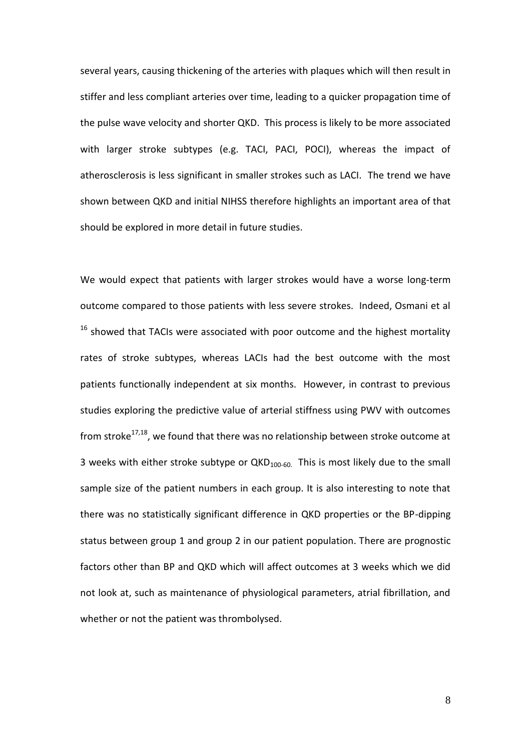several years, causing thickening of the arteries with plaques which will then result in stiffer and less compliant arteries over time, leading to a quicker propagation time of the pulse wave velocity and shorter QKD. This process is likely to be more associated with larger stroke subtypes (e.g. TACI, PACI, POCI), whereas the impact of atherosclerosis is less significant in smaller strokes such as LACI. The trend we have shown between QKD and initial NIHSS therefore highlights an important area of that should be explored in more detail in future studies.

We would expect that patients with larger strokes would have a worse long-term outcome compared to those patients with less severe strokes. Indeed, Osmani et al [16] showed that TACIs were associated with poor outcome and the highest mortality rates of stroke subtypes, whereas LACIs had the best outcome with the most patients functionally independent at six months. However, in contrast to previous studies exploring the predictive value of arterial stiffness using PWV with outcomes from stroke[17,18], we found that there was no relationship between stroke outcome at 3 weeks with either stroke subtype or $QKD_{100-60}$. This is most likely due to the small sample size of the patient numbers in each group. It is also interesting to note that there was no statistically significant difference in QKD properties or the BP-dipping status between group 1 and group 2 in our patient population. There are prognostic factors other than BP and QKD which will affect outcomes at 3 weeks which we did not look at, such as maintenance of physiological parameters, atrial fibrillation, and whether or not the patient was thrombolysed.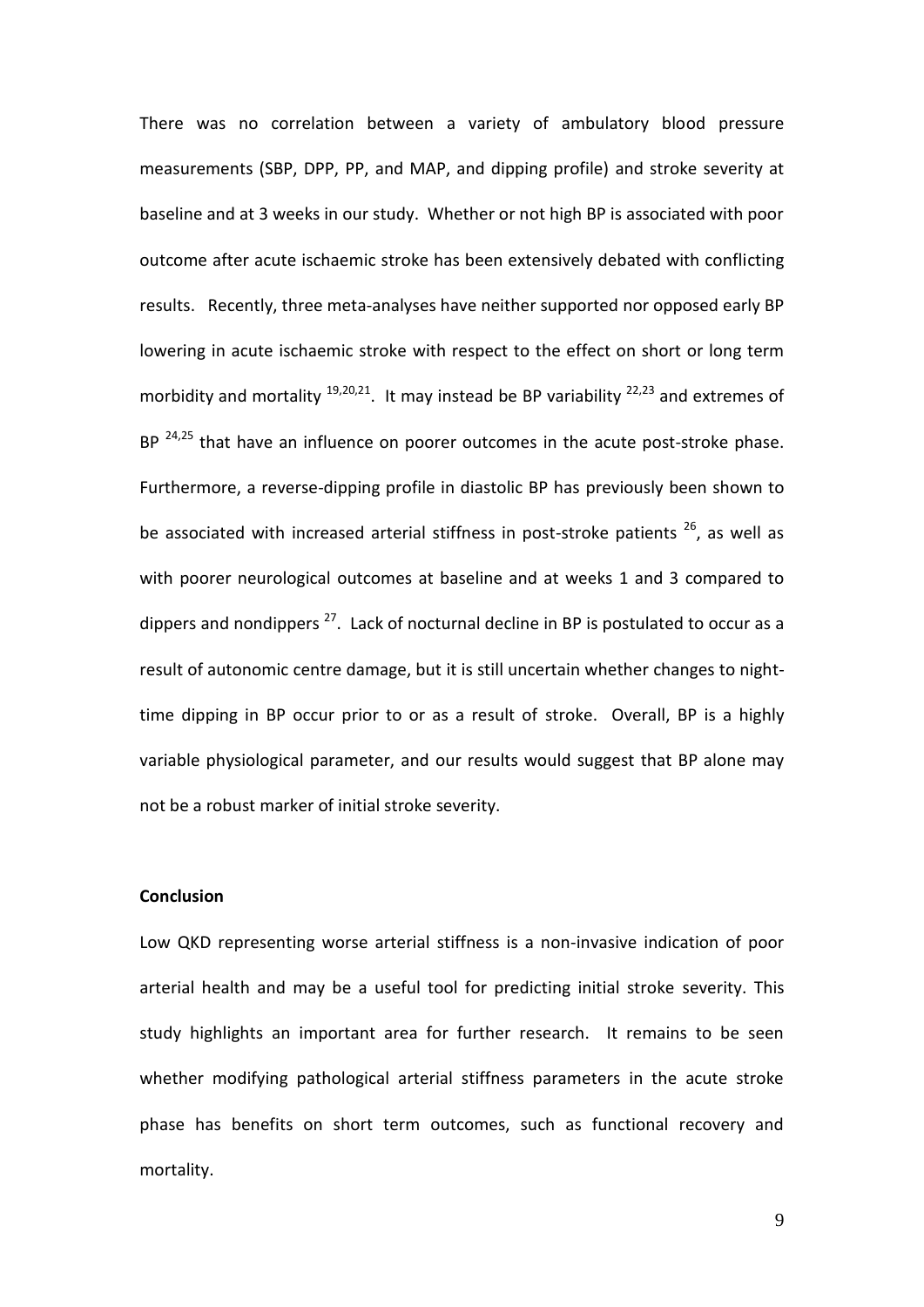There was no correlation between a variety of ambulatory blood pressure measurements (SBP, DPP, PP, and MAP, and dipping profile) and stroke severity at baseline and at 3 weeks in our study. Whether or not high BP is associated with poor outcome after acute ischaemic stroke has been extensively debated with conflicting results. Recently, three meta-analyses have neither supported nor opposed early BP lowering in acute ischaemic stroke with respect to the effect on short or long term morbidity and mortality [19,20,21]. It may instead be BP variability [22,23] and extremes of BP [24,25] that have an influence on poorer outcomes in the acute post-stroke phase. Furthermore, a reverse-dipping profile in diastolic BP has previously been shown to be associated with increased arterial stiffness in post-stroke patients [26], as well as with poorer neurological outcomes at baseline and at weeks 1 and 3 compared to dippers and nondippers [27]. Lack of nocturnal decline in BP is postulated to occur as a result of autonomic centre damage, but it is still uncertain whether changes to night-time dipping in BP occur prior to or as a result of stroke. Overall, BP is a highly variable physiological parameter, and our results would suggest that BP alone may not be a robust marker of initial stroke severity.

**Conclusion**

Low QKD representing worse arterial stiffness is a non-invasive indication of poor arterial health and may be a useful tool for predicting initial stroke severity. This study highlights an important area for further research. It remains to be seen whether modifying pathological arterial stiffness parameters in the acute stroke phase has benefits on short term outcomes, such as functional recovery and mortality.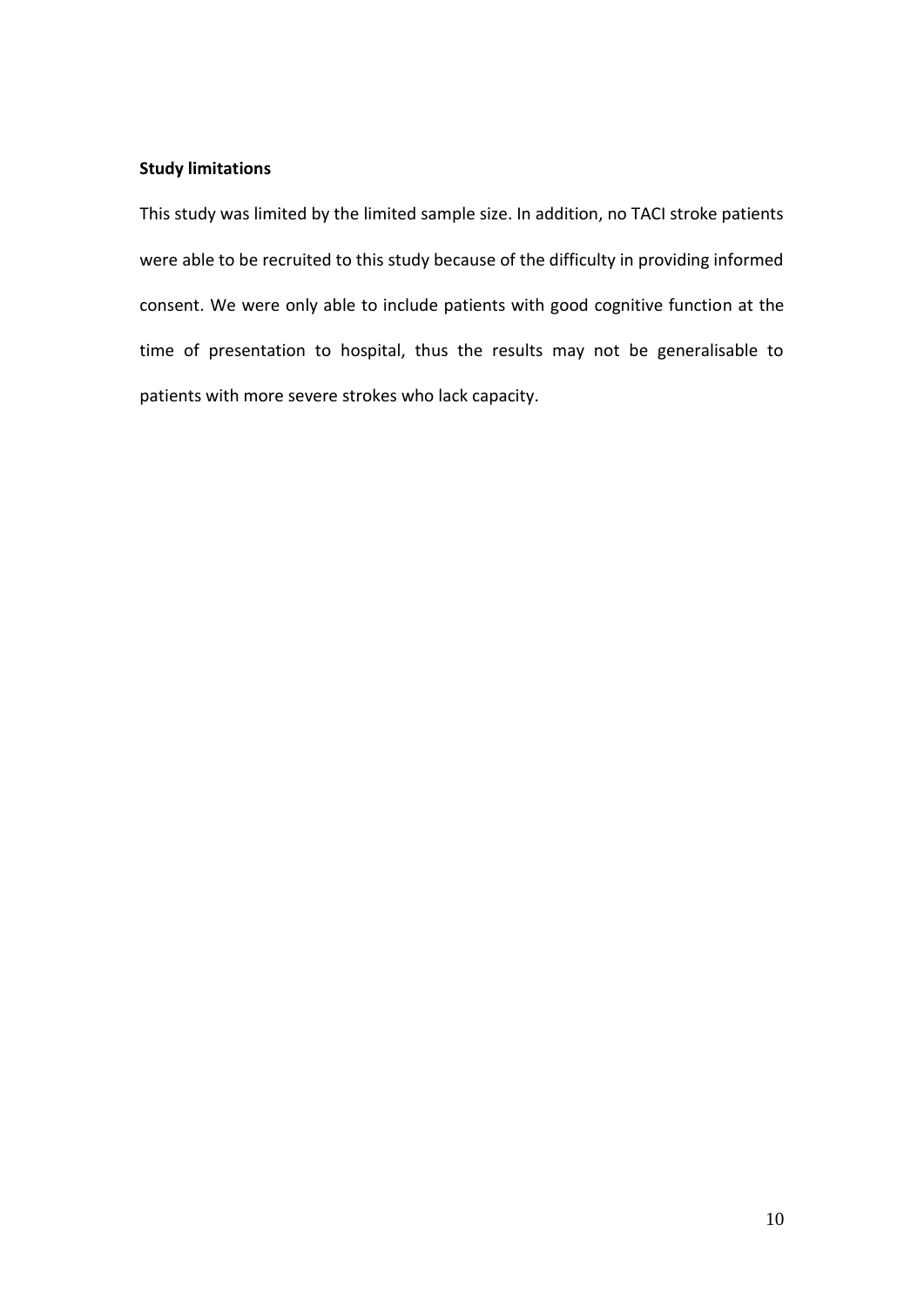**Study limitations**

This study was limited by the limited sample size. In addition, no TACI stroke patients were able to be recruited to this study because of the difficulty in providing informed consent. We were only able to include patients with good cognitive function at the time of presentation to hospital, thus the results may not be generalisable to patients with more severe strokes who lack capacity.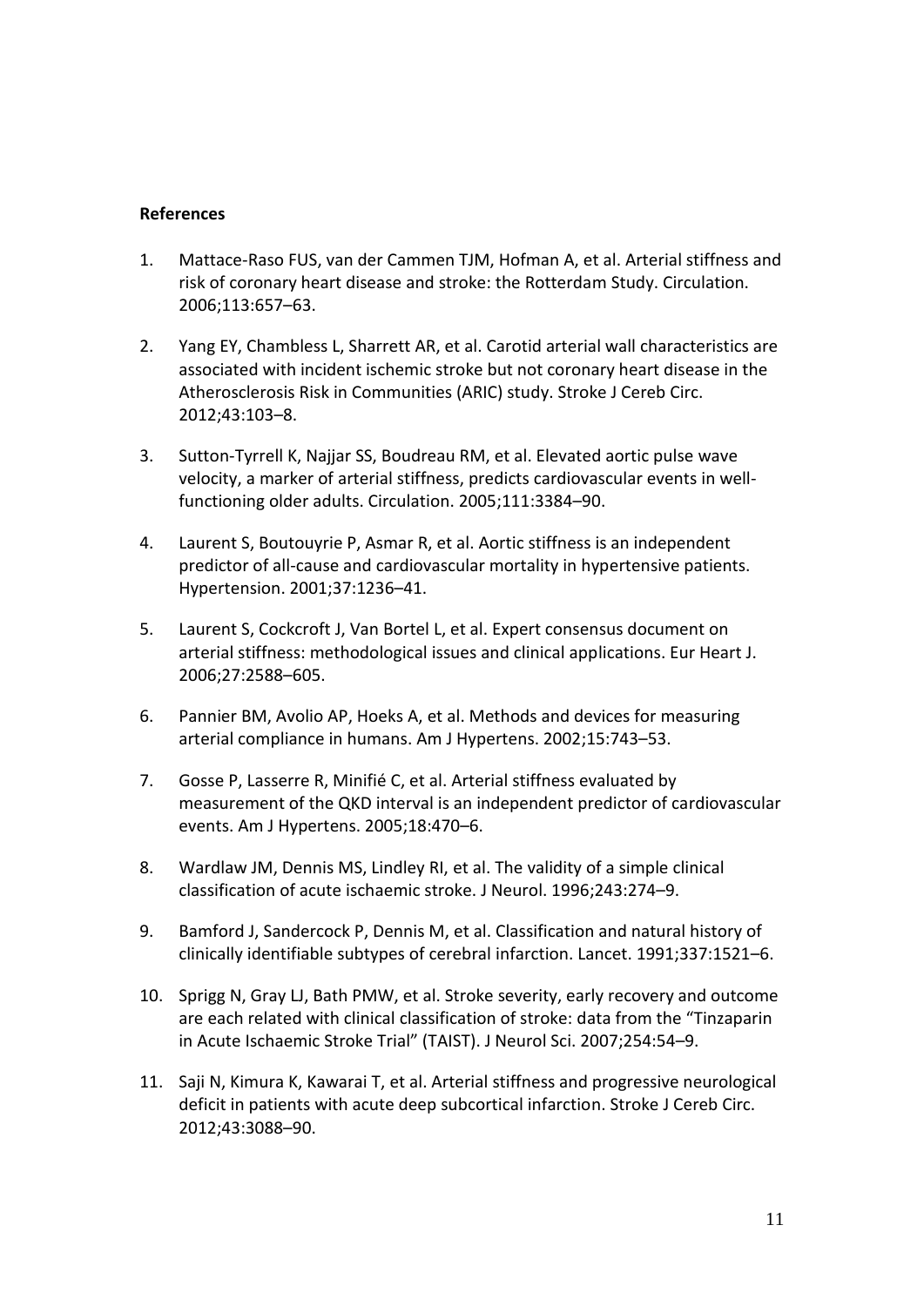**References**

1. Mattace-Raso FUS, van der Cammen TJM, Hofman A, et al. Arterial stiffness and risk of coronary heart disease and stroke: the Rotterdam Study. Circulation. 2006;113:657–63.

2. Yang EY, Chambless L, Sharrett AR, et al. Carotid arterial wall characteristics are associated with incident ischemic stroke but not coronary heart disease in the Atherosclerosis Risk in Communities (ARIC) study. Stroke J Cereb Circ. 2012;43:103–8.

3. Sutton-Tyrrell K, Najjar SS, Boudreau RM, et al. Elevated aortic pulse wave velocity, a marker of arterial stiffness, predicts cardiovascular events in well-functioning older adults. Circulation. 2005;111:3384–90.

4. Laurent S, Boutouyrie P, Asmar R, et al. Aortic stiffness is an independent predictor of all-cause and cardiovascular mortality in hypertensive patients. Hypertension. 2001;37:1236–41.

5. Laurent S, Cockcroft J, Van Bortel L, et al. Expert consensus document on arterial stiffness: methodological issues and clinical applications. Eur Heart J. 2006;27:2588–605.

6. Pannier BM, Avolio AP, Hoeks A, et al. Methods and devices for measuring arterial compliance in humans. Am J Hypertens. 2002;15:743–53.

7. Gosse P, Lasserre R, Minifié C, et al. Arterial stiffness evaluated by measurement of the QKD interval is an independent predictor of cardiovascular events. Am J Hypertens. 2005;18:470–6.

8. Wardlaw JM, Dennis MS, Lindley RI, et al. The validity of a simple clinical classification of acute ischaemic stroke. J Neurol. 1996;243:274–9.

9. Bamford J, Sandercock P, Dennis M, et al. Classification and natural history of clinically identifiable subtypes of cerebral infarction. Lancet. 1991;337:1521–6.

10. Sprigg N, Gray LJ, Bath PMW, et al. Stroke severity, early recovery and outcome are each related with clinical classification of stroke: data from the "Tinzaparin in Acute Ischaemic Stroke Trial" (TAIST). J Neurol Sci. 2007;254:54–9.

11. Saji N, Kimura K, Kawarai T, et al. Arterial stiffness and progressive neurological deficit in patients with acute deep subcortical infarction. Stroke J Cereb Circ. 2012;43:3088–90.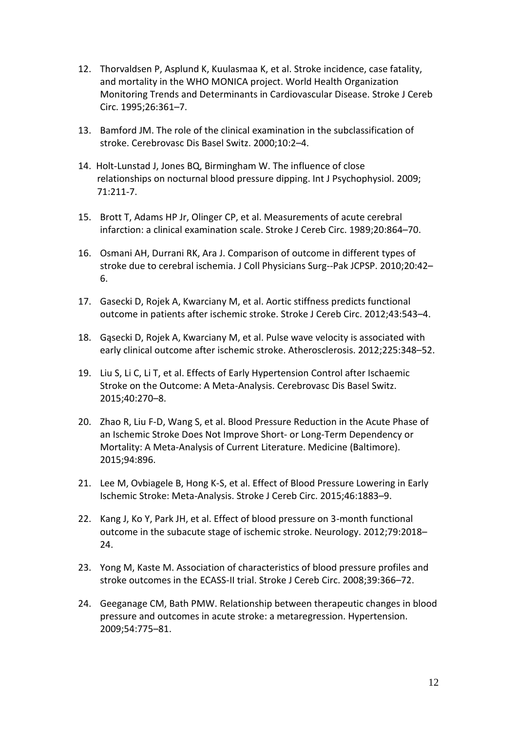12. Thorvaldsen P, Asplund K, Kuulasmaa K, et al. Stroke incidence, case fatality, and mortality in the WHO MONICA project. World Health Organization Monitoring Trends and Determinants in Cardiovascular Disease. Stroke J Cereb Circ. 1995;26:361–7.

13. Bamford JM. The role of the clinical examination in the subclassification of stroke. Cerebrovasc Dis Basel Switz. 2000;10:2–4.

14. Holt-Lunstad J, Jones BQ, Birmingham W. The influence of close relationships on nocturnal blood pressure dipping. Int J Psychophysiol. 2009; 71:211-7.

15. Brott T, Adams HP Jr, Olinger CP, et al. Measurements of acute cerebral infarction: a clinical examination scale. Stroke J Cereb Circ. 1989;20:864–70.

16. Osmani AH, Durrani RK, Ara J. Comparison of outcome in different types of stroke due to cerebral ischemia. J Coll Physicians Surg--Pak JCPSP. 2010;20:42–6.

17. Gasecki D, Rojek A, Kwarciany M, et al. Aortic stiffness predicts functional outcome in patients after ischemic stroke. Stroke J Cereb Circ. 2012;43:543–4.

18. Gąsecki D, Rojek A, Kwarciany M, et al. Pulse wave velocity is associated with early clinical outcome after ischemic stroke. Atherosclerosis. 2012;225:348–52.

19. Liu S, Li C, Li T, et al. Effects of Early Hypertension Control after Ischaemic Stroke on the Outcome: A Meta-Analysis. Cerebrovasc Dis Basel Switz. 2015;40:270–8.

20. Zhao R, Liu F-D, Wang S, et al. Blood Pressure Reduction in the Acute Phase of an Ischemic Stroke Does Not Improve Short- or Long-Term Dependency or Mortality: A Meta-Analysis of Current Literature. Medicine (Baltimore). 2015;94:896.

21. Lee M, Ovbiagele B, Hong K-S, et al. Effect of Blood Pressure Lowering in Early Ischemic Stroke: Meta-Analysis. Stroke J Cereb Circ. 2015;46:1883–9.

22. Kang J, Ko Y, Park JH, et al. Effect of blood pressure on 3-month functional outcome in the subacute stage of ischemic stroke. Neurology. 2012;79:2018–24.

23. Yong M, Kaste M. Association of characteristics of blood pressure profiles and stroke outcomes in the ECASS-II trial. Stroke J Cereb Circ. 2008;39:366–72.

24. Geeganage CM, Bath PMW. Relationship between therapeutic changes in blood pressure and outcomes in acute stroke: a metaregression. Hypertension. 2009;54:775–81.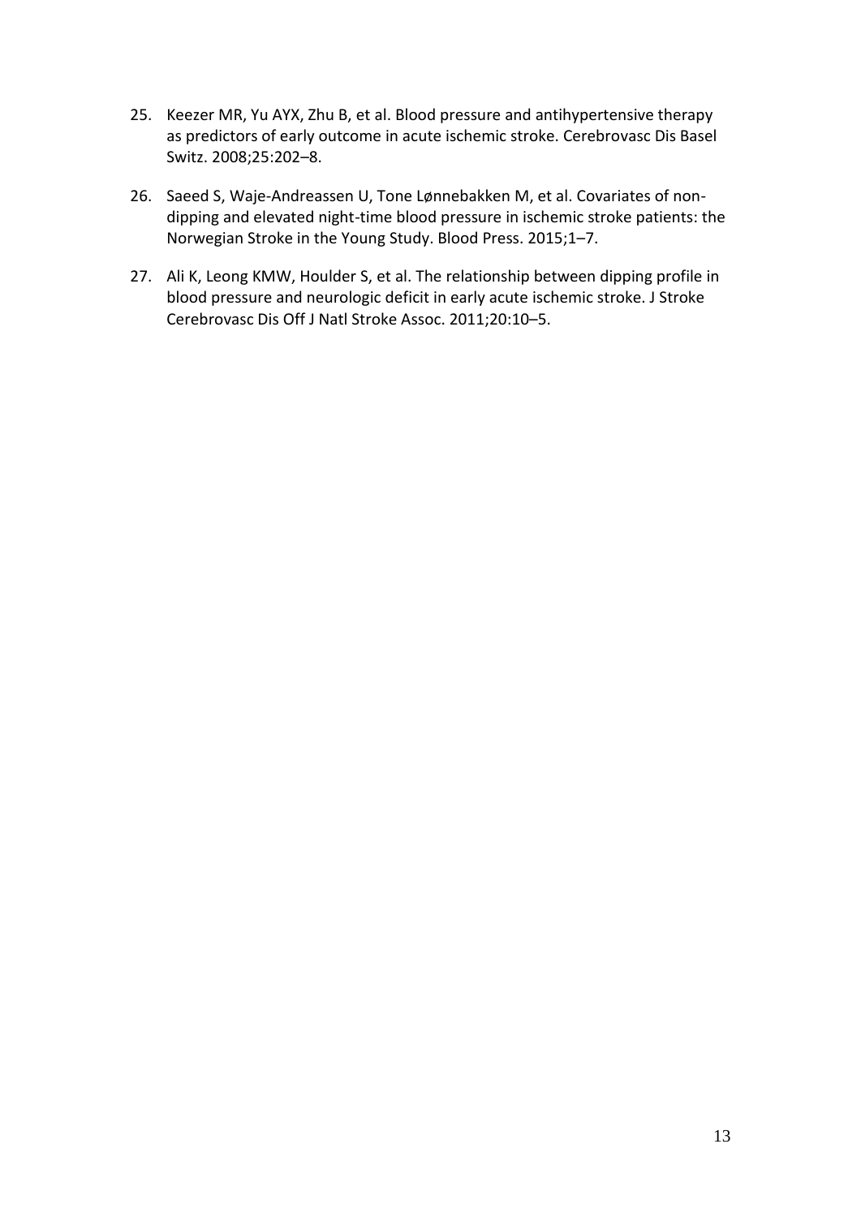25. Keezer MR, Yu AYX, Zhu B, et al. Blood pressure and antihypertensive therapy as predictors of early outcome in acute ischemic stroke. Cerebrovasc Dis Basel Switz. 2008;25:202–8.

26. Saeed S, Waje-Andreassen U, Tone Lønnebakken M, et al. Covariates of non-dipping and elevated night-time blood pressure in ischemic stroke patients: the Norwegian Stroke in the Young Study. Blood Press. 2015;1–7.

27. Ali K, Leong KMW, Houlder S, et al. The relationship between dipping profile in blood pressure and neurologic deficit in early acute ischemic stroke. J Stroke Cerebrovasc Dis Off J Natl Stroke Assoc. 2011;20:10–5.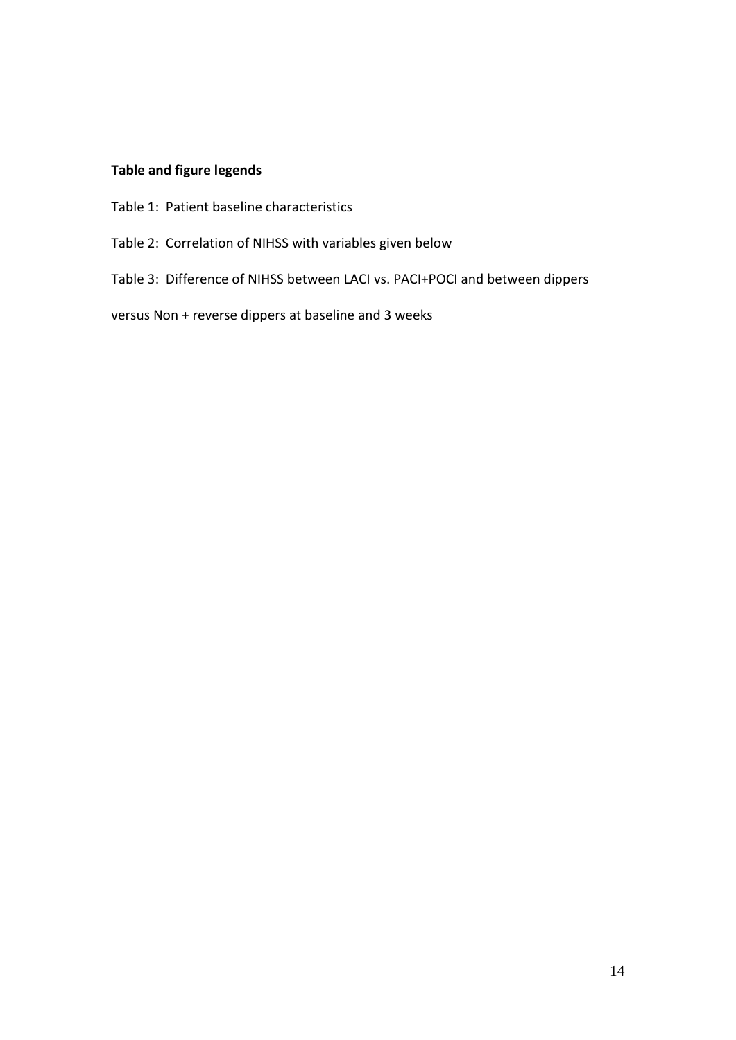**Table and figure legends**

Table 1: Patient baseline characteristics

Table 2: Correlation of NIHSS with variables given below

Table 3: Difference of NIHSS between LACI vs. PACI+POCI and between dippers versus Non + reverse dippers at baseline and 3 weeks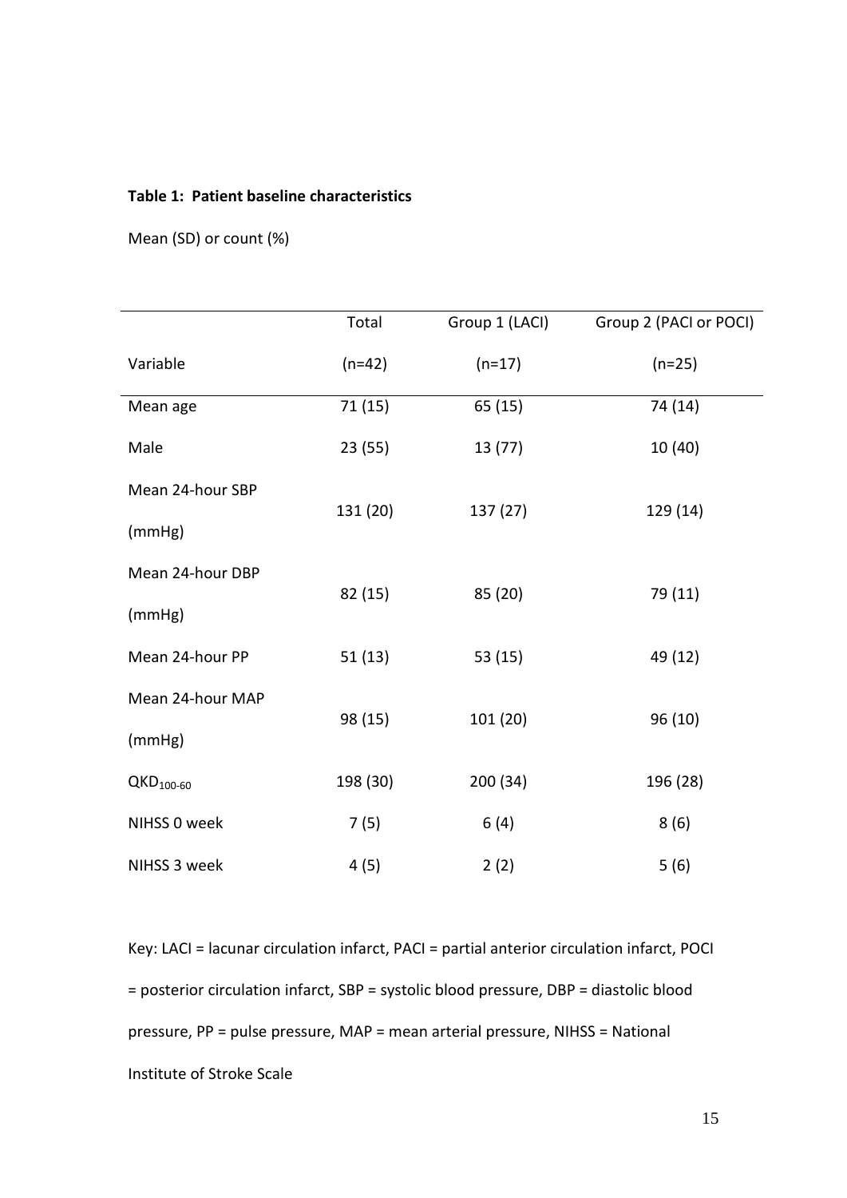**Table 1: Patient baseline characteristics**

Mean (SD) or count (%)

| Variable | Total (n=42) | Group 1 (LACI) (n=17) | Group 2 (PACI or POCI) (n=25) |
|---|---|---|---|
| Mean age | 71 (15) | 65 (15) | 74 (14) |
| Male | 23 (55) | 13 (77) | 10 (40) |
| Mean 24-hour SBP (mmHg) | 131 (20) | 137 (27) | 129 (14) |
| Mean 24-hour DBP (mmHg) | 82 (15) | 85 (20) | 79 (11) |
| Mean 24-hour PP | 51 (13) | 53 (15) | 49 (12) |
| Mean 24-hour MAP (mmHg) | 98 (15) | 101 (20) | 96 (10) |
| $QKD_{100\text{-}60}$ | 198 (30) | 200 (34) | 196 (28) |
| NIHSS 0 week | 7 (5) | 6 (4) | 8 (6) |
| NIHSS 3 week | 4 (5) | 2 (2) | 5 (6) |

Key: LACI = lacunar circulation infarct, PACI = partial anterior circulation infarct, POCI = posterior circulation infarct, SBP = systolic blood pressure, DBP = diastolic blood pressure, PP = pulse pressure, MAP = mean arterial pressure, NIHSS = National Institute of Stroke Scale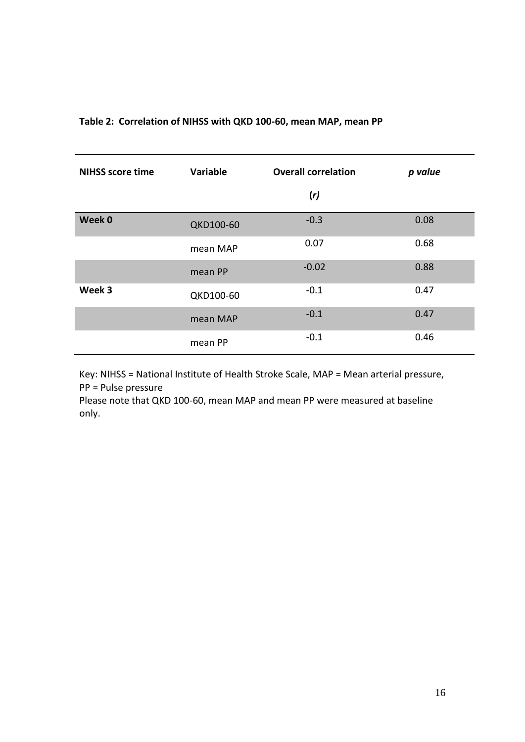**Table 2: Correlation of NIHSS with QKD 100-60, mean MAP, mean PP**

| NIHSS score time | Variable | Overall correlation (*r*) | *p value* |
|---|---|---|---|
| **Week 0** | QKD100-60 | -0.3 | 0.08 |
| | mean MAP | 0.07 | 0.68 |
| | mean PP | -0.02 | 0.88 |
| **Week 3** | QKD100-60 | -0.1 | 0.47 |
| | mean MAP | -0.1 | 0.47 |
| | mean PP | -0.1 | 0.46 |

Key: NIHSS = National Institute of Health Stroke Scale, MAP = Mean arterial pressure, PP = Pulse pressure

Please note that QKD 100-60, mean MAP and mean PP were measured at baseline only.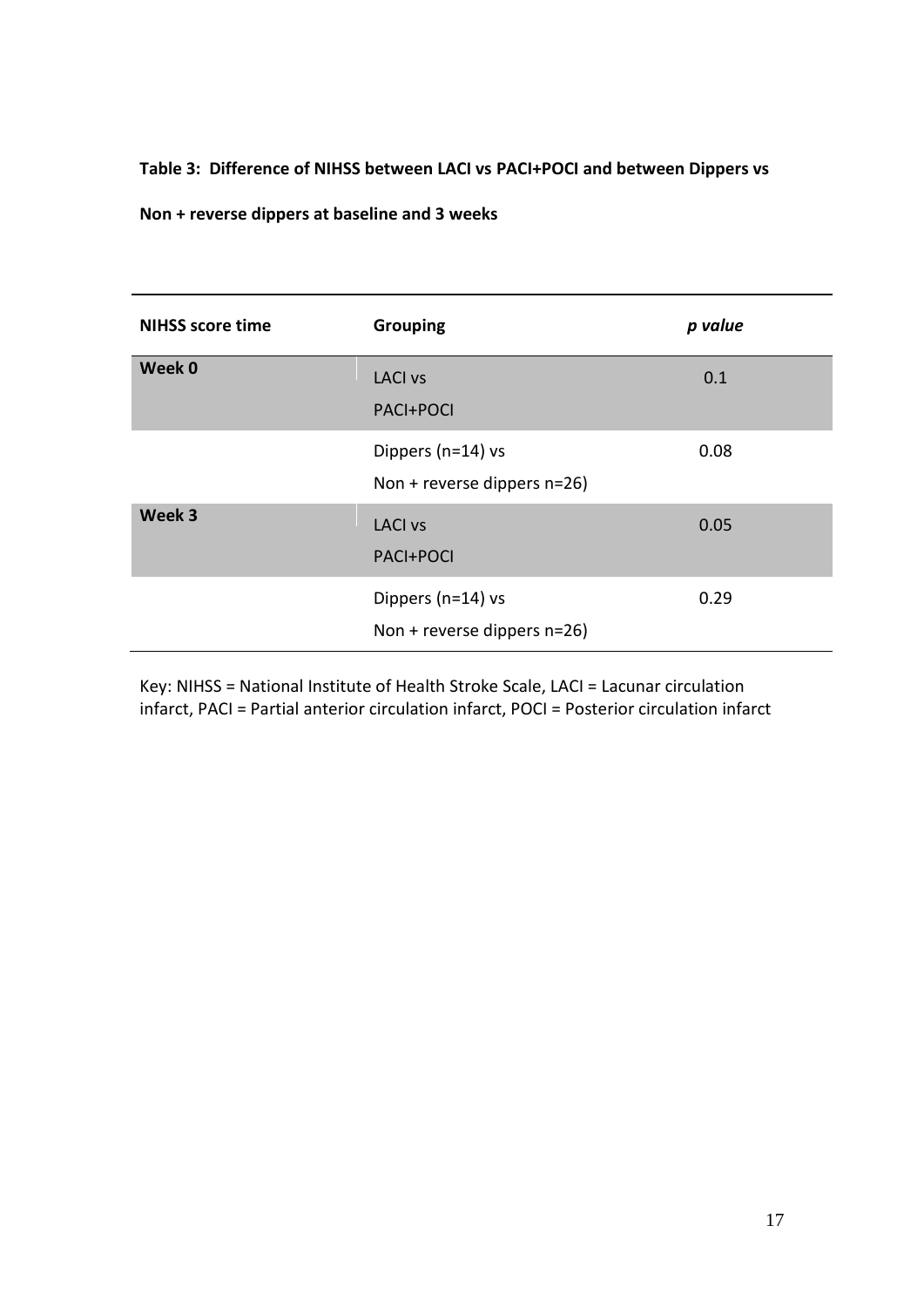**Table 3: Difference of NIHSS between LACI vs PACI+POCI and between Dippers vs Non + reverse dippers at baseline and 3 weeks**

| NIHSS score time | Grouping | *p value* |
|---|---|---|
| **Week 0** | LACI vs PACI+POCI | 0.1 |
| | Dippers (n=14) vs Non + reverse dippers n=26) | 0.08 |
| **Week 3** | LACI vs PACI+POCI | 0.05 |
| | Dippers (n=14) vs Non + reverse dippers n=26) | 0.29 |

Key: NIHSS = National Institute of Health Stroke Scale, LACI = Lacunar circulation infarct, PACI = Partial anterior circulation infarct, POCI = Posterior circulation infarct